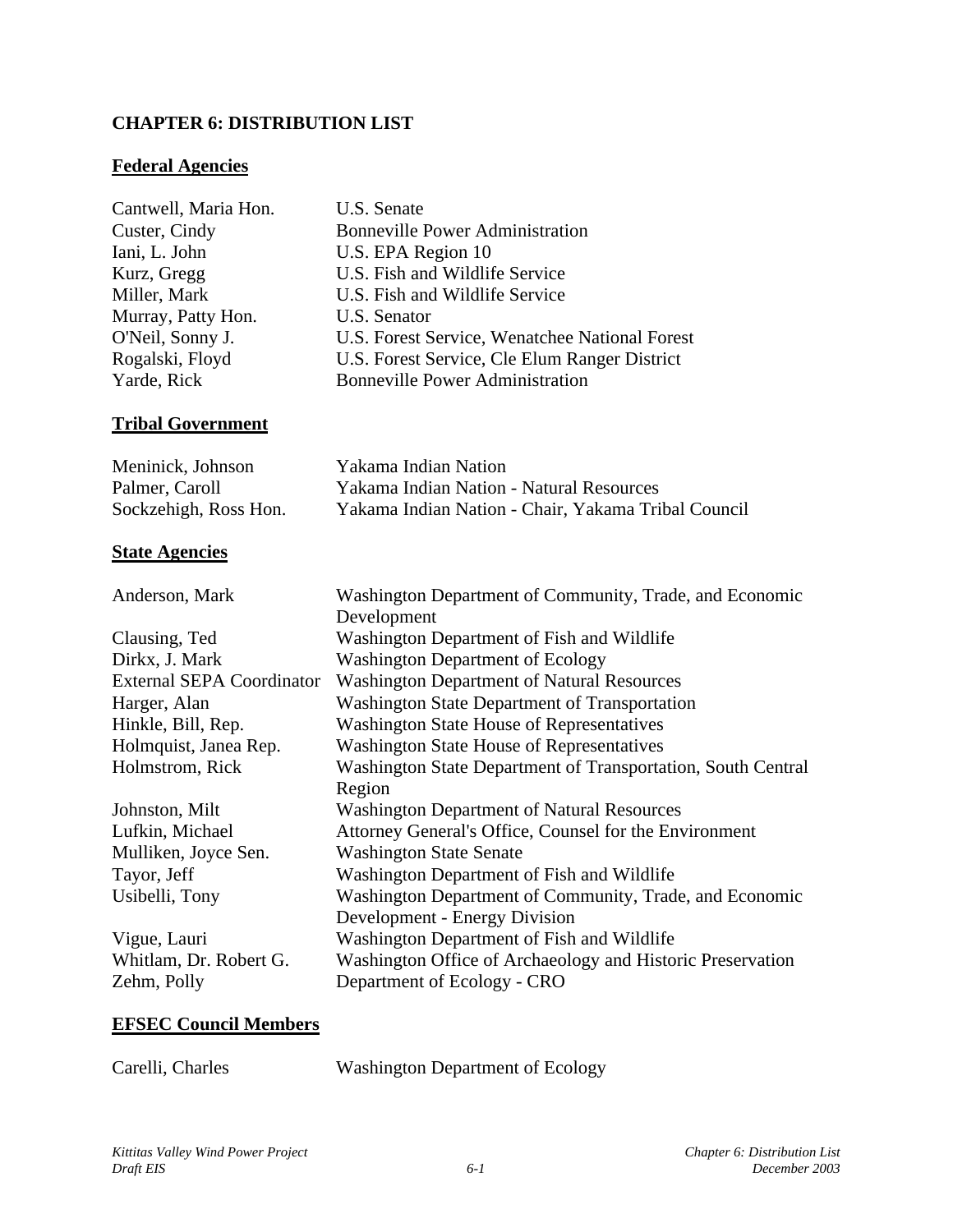## CHAPTER 6: DISTRIBUTION LIST

### Federal Agencies

| | |
|---|---|
| Cantwell, Maria Hon. | U.S. Senate |
| Custer, Cindy | Bonneville Power Administration |
| Iani, L. John | U.S. EPA Region 10 |
| Kurz, Gregg | U.S. Fish and Wildlife Service |
| Miller, Mark | U.S. Fish and Wildlife Service |
| Murray, Patty Hon. | U.S. Senator |
| O'Neil, Sonny J. | U.S. Forest Service, Wenatchee National Forest |
| Rogalski, Floyd | U.S. Forest Service, Cle Elum Ranger District |
| Yarde, Rick | Bonneville Power Administration |

### Tribal Government

| | |
|---|---|
| Meninick, Johnson | Yakama Indian Nation |
| Palmer, Caroll | Yakama Indian Nation - Natural Resources |
| Sockzehigh, Ross Hon. | Yakama Indian Nation - Chair, Yakama Tribal Council |

### State Agencies

| | |
|---|---|
| Anderson, Mark | Washington Department of Community, Trade, and Economic Development |
| Clausing, Ted | Washington Department of Fish and Wildlife |
| Dirkx, J. Mark | Washington Department of Ecology |
| External SEPA Coordinator | Washington Department of Natural Resources |
| Harger, Alan | Washington State Department of Transportation |
| Hinkle, Bill, Rep. | Washington State House of Representatives |
| Holmquist, Janea Rep. | Washington State House of Representatives |
| Holmstrom, Rick | Washington State Department of Transportation, South Central Region |
| Johnston, Milt | Washington Department of Natural Resources |
| Lufkin, Michael | Attorney General's Office, Counsel for the Environment |
| Mulliken, Joyce Sen. | Washington State Senate |
| Tayor, Jeff | Washington Department of Fish and Wildlife |
| Usibelli, Tony | Washington Department of Community, Trade, and Economic Development - Energy Division |
| Vigue, Lauri | Washington Department of Fish and Wildlife |
| Whitlam, Dr. Robert G. | Washington Office of Archaeology and Historic Preservation |
| Zehm, Polly | Department of Ecology - CRO |

### EFSEC Council Members

| | |
|---|---|
| Carelli, Charles | Washington Department of Ecology |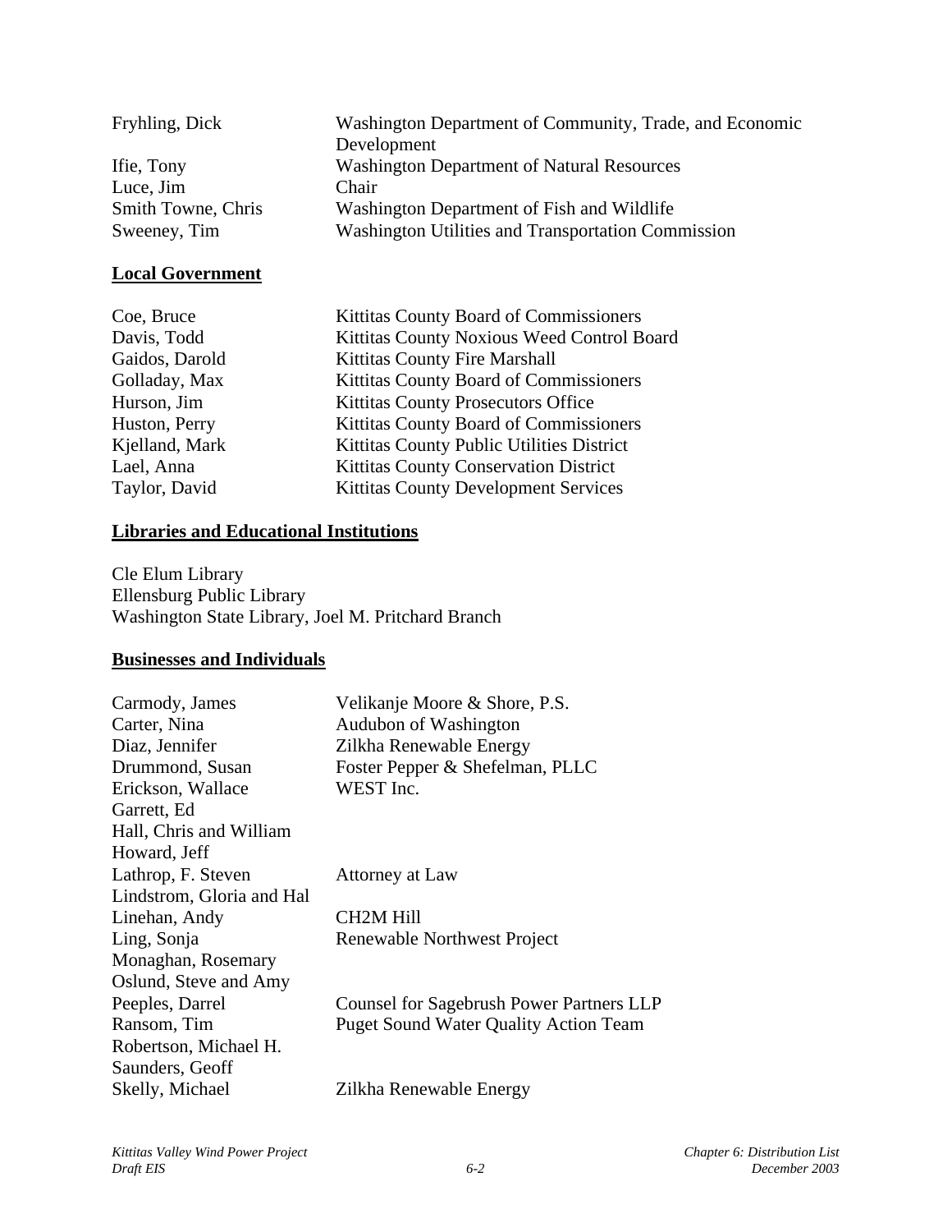| | |
|---|---|
| Fryhling, Dick | Washington Department of Community, Trade, and Economic Development |
| Ifie, Tony | Washington Department of Natural Resources |
| Luce, Jim | Chair |
| Smith Towne, Chris | Washington Department of Fish and Wildlife |
| Sweeney, Tim | Washington Utilities and Transportation Commission |

## Local Government

| | |
|---|---|
| Coe, Bruce | Kittitas County Board of Commissioners |
| Davis, Todd | Kittitas County Noxious Weed Control Board |
| Gaidos, Darold | Kittitas County Fire Marshall |
| Golladay, Max | Kittitas County Board of Commissioners |
| Hurson, Jim | Kittitas County Prosecutors Office |
| Huston, Perry | Kittitas County Board of Commissioners |
| Kjelland, Mark | Kittitas County Public Utilities District |
| Lael, Anna | Kittitas County Conservation District |
| Taylor, David | Kittitas County Development Services |

## Libraries and Educational Institutions

Cle Elum Library
Ellensburg Public Library
Washington State Library, Joel M. Pritchard Branch

## Businesses and Individuals

| | |
|---|---|
| Carmody, James | Velikanje Moore & Shore, P.S. |
| Carter, Nina | Audubon of Washington |
| Diaz, Jennifer | Zilkha Renewable Energy |
| Drummond, Susan | Foster Pepper & Shefelman, PLLC |
| Erickson, Wallace | WEST Inc. |
| Garrett, Ed | |
| Hall, Chris and William | |
| Howard, Jeff | |
| Lathrop, F. Steven | Attorney at Law |
| Lindstrom, Gloria and Hal | |
| Linehan, Andy | CH2M Hill |
| Ling, Sonja | Renewable Northwest Project |
| Monaghan, Rosemary | |
| Oslund, Steve and Amy | |
| Peeples, Darrel | Counsel for Sagebrush Power Partners LLP |
| Ransom, Tim | Puget Sound Water Quality Action Team |
| Robertson, Michael H. | |
| Saunders, Geoff | |
| Skelly, Michael | Zilkha Renewable Energy |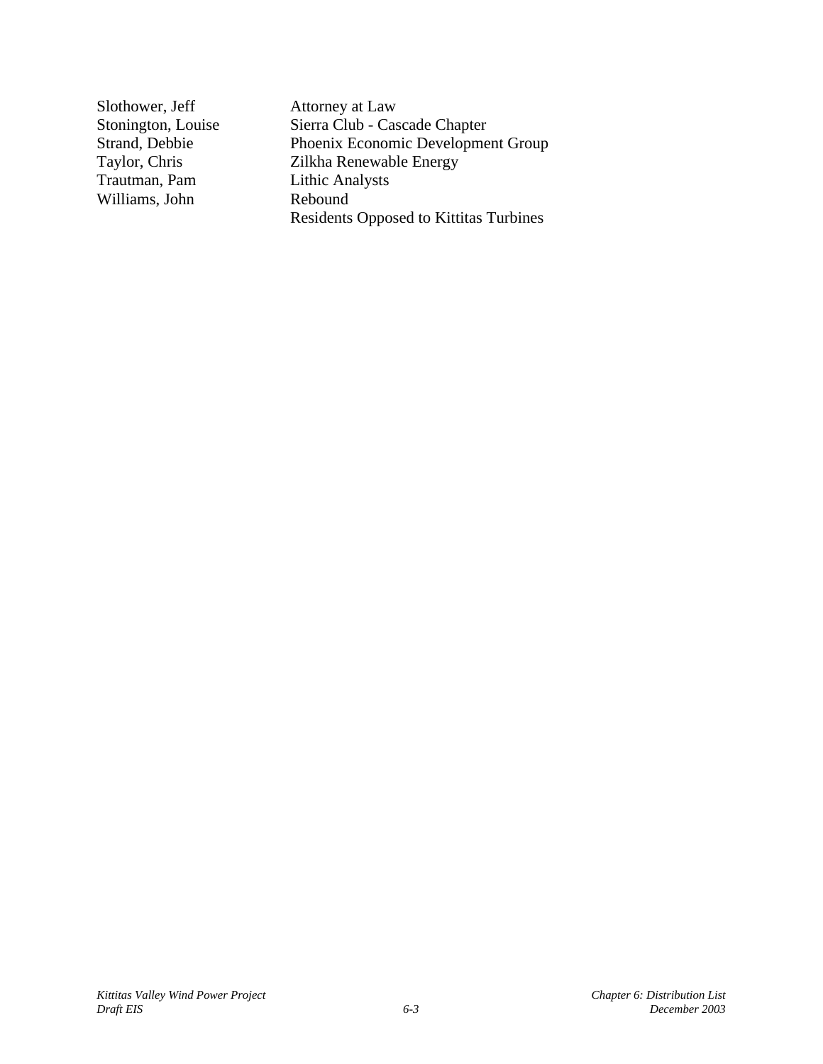| | |
|---|---|
| Slothower, Jeff | Attorney at Law |
| Stonington, Louise | Sierra Club - Cascade Chapter |
| Strand, Debbie | Phoenix Economic Development Group |
| Taylor, Chris | Zilkha Renewable Energy |
| Trautman, Pam | Lithic Analysts |
| Williams, John | Rebound |
| | Residents Opposed to Kittitas Turbines |